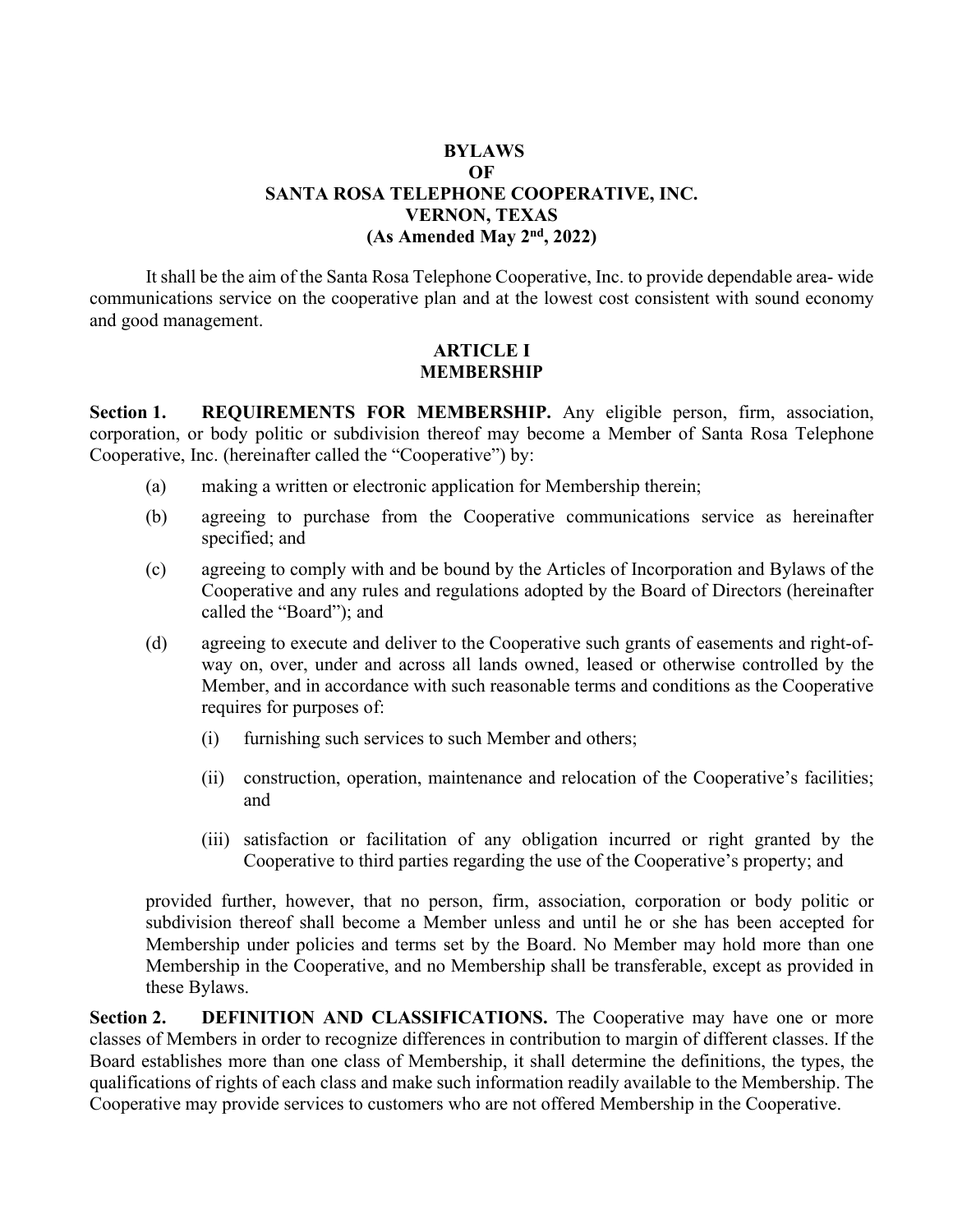# BYLAWS
# OF
# SANTA ROSA TELEPHONE COOPERATIVE, INC.
# VERNON, TEXAS
# (As Amended May 2nd, 2022)

It shall be the aim of the Santa Rosa Telephone Cooperative, Inc. to provide dependable area- wide communications service on the cooperative plan and at the lowest cost consistent with sound economy and good management.

## ARTICLE I
## MEMBERSHIP

**Section 1. REQUIREMENTS FOR MEMBERSHIP.** Any eligible person, firm, association, corporation, or body politic or subdivision thereof may become a Member of Santa Rosa Telephone Cooperative, Inc. (hereinafter called the "Cooperative") by:

(a) making a written or electronic application for Membership therein;

(b) agreeing to purchase from the Cooperative communications service as hereinafter specified; and

(c) agreeing to comply with and be bound by the Articles of Incorporation and Bylaws of the Cooperative and any rules and regulations adopted by the Board of Directors (hereinafter called the "Board"); and

(d) agreeing to execute and deliver to the Cooperative such grants of easements and right-of-way on, over, under and across all lands owned, leased or otherwise controlled by the Member, and in accordance with such reasonable terms and conditions as the Cooperative requires for purposes of:

(i) furnishing such services to such Member and others;

(ii) construction, operation, maintenance and relocation of the Cooperative's facilities; and

(iii) satisfaction or facilitation of any obligation incurred or right granted by the Cooperative to third parties regarding the use of the Cooperative's property; and

provided further, however, that no person, firm, association, corporation or body politic or subdivision thereof shall become a Member unless and until he or she has been accepted for Membership under policies and terms set by the Board. No Member may hold more than one Membership in the Cooperative, and no Membership shall be transferable, except as provided in these Bylaws.

**Section 2. DEFINITION AND CLASSIFICATIONS.** The Cooperative may have one or more classes of Members in order to recognize differences in contribution to margin of different classes. If the Board establishes more than one class of Membership, it shall determine the definitions, the types, the qualifications of rights of each class and make such information readily available to the Membership. The Cooperative may provide services to customers who are not offered Membership in the Cooperative.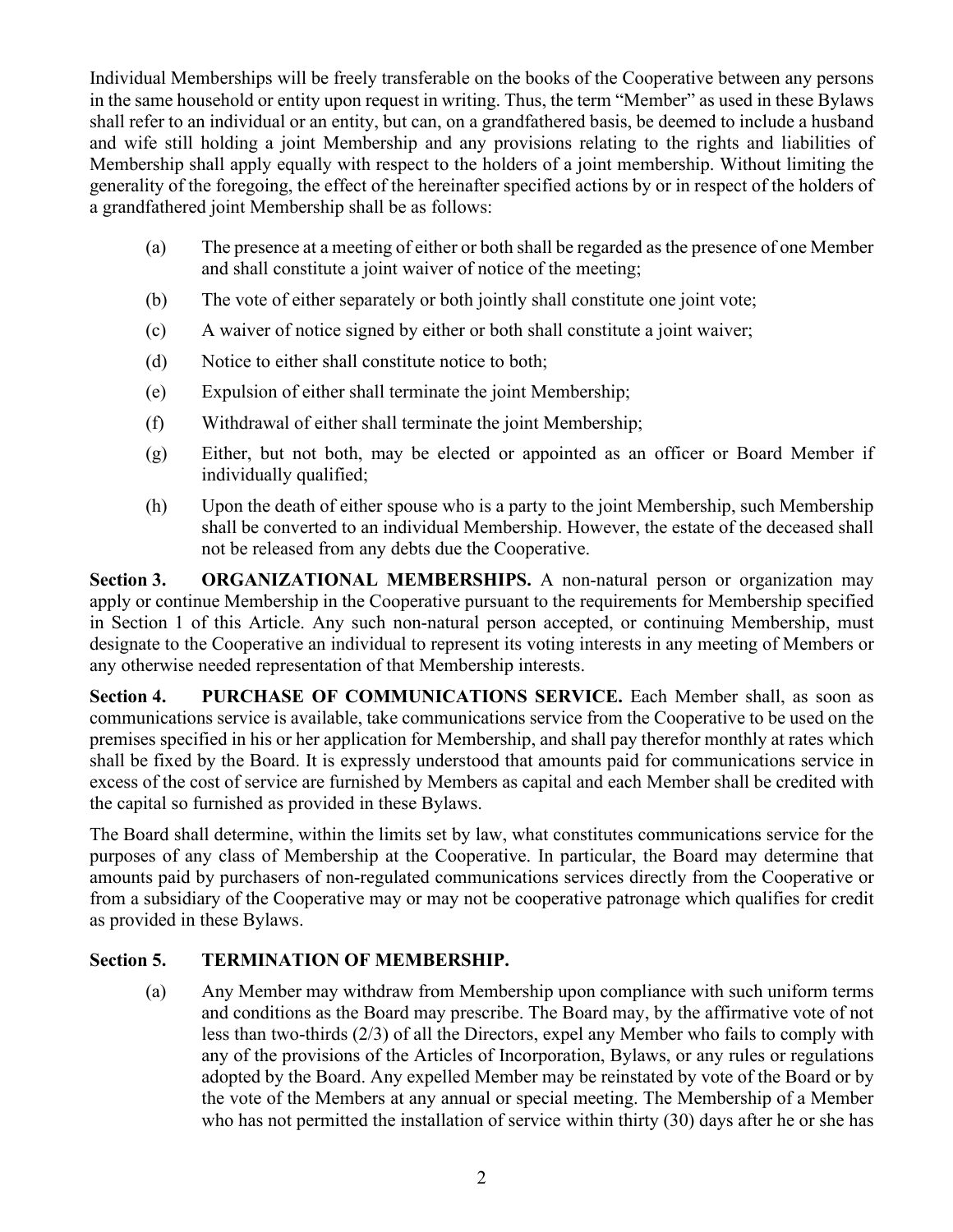Individual Memberships will be freely transferable on the books of the Cooperative between any persons in the same household or entity upon request in writing. Thus, the term "Member" as used in these Bylaws shall refer to an individual or an entity, but can, on a grandfathered basis, be deemed to include a husband and wife still holding a joint Membership and any provisions relating to the rights and liabilities of Membership shall apply equally with respect to the holders of a joint membership. Without limiting the generality of the foregoing, the effect of the hereinafter specified actions by or in respect of the holders of a grandfathered joint Membership shall be as follows:

(a) The presence at a meeting of either or both shall be regarded as the presence of one Member and shall constitute a joint waiver of notice of the meeting;

(b) The vote of either separately or both jointly shall constitute one joint vote;

(c) A waiver of notice signed by either or both shall constitute a joint waiver;

(d) Notice to either shall constitute notice to both;

(e) Expulsion of either shall terminate the joint Membership;

(f) Withdrawal of either shall terminate the joint Membership;

(g) Either, but not both, may be elected or appointed as an officer or Board Member if individually qualified;

(h) Upon the death of either spouse who is a party to the joint Membership, such Membership shall be converted to an individual Membership. However, the estate of the deceased shall not be released from any debts due the Cooperative.

**Section 3. ORGANIZATIONAL MEMBERSHIPS.** A non-natural person or organization may apply or continue Membership in the Cooperative pursuant to the requirements for Membership specified in Section 1 of this Article. Any such non-natural person accepted, or continuing Membership, must designate to the Cooperative an individual to represent its voting interests in any meeting of Members or any otherwise needed representation of that Membership interests.

**Section 4. PURCHASE OF COMMUNICATIONS SERVICE.** Each Member shall, as soon as communications service is available, take communications service from the Cooperative to be used on the premises specified in his or her application for Membership, and shall pay therefor monthly at rates which shall be fixed by the Board. It is expressly understood that amounts paid for communications service in excess of the cost of service are furnished by Members as capital and each Member shall be credited with the capital so furnished as provided in these Bylaws.

The Board shall determine, within the limits set by law, what constitutes communications service for the purposes of any class of Membership at the Cooperative. In particular, the Board may determine that amounts paid by purchasers of non-regulated communications services directly from the Cooperative or from a subsidiary of the Cooperative may or may not be cooperative patronage which qualifies for credit as provided in these Bylaws.

**Section 5. TERMINATION OF MEMBERSHIP.**

(a) Any Member may withdraw from Membership upon compliance with such uniform terms and conditions as the Board may prescribe. The Board may, by the affirmative vote of not less than two-thirds (2/3) of all the Directors, expel any Member who fails to comply with any of the provisions of the Articles of Incorporation, Bylaws, or any rules or regulations adopted by the Board. Any expelled Member may be reinstated by vote of the Board or by the vote of the Members at any annual or special meeting. The Membership of a Member who has not permitted the installation of service within thirty (30) days after he or she has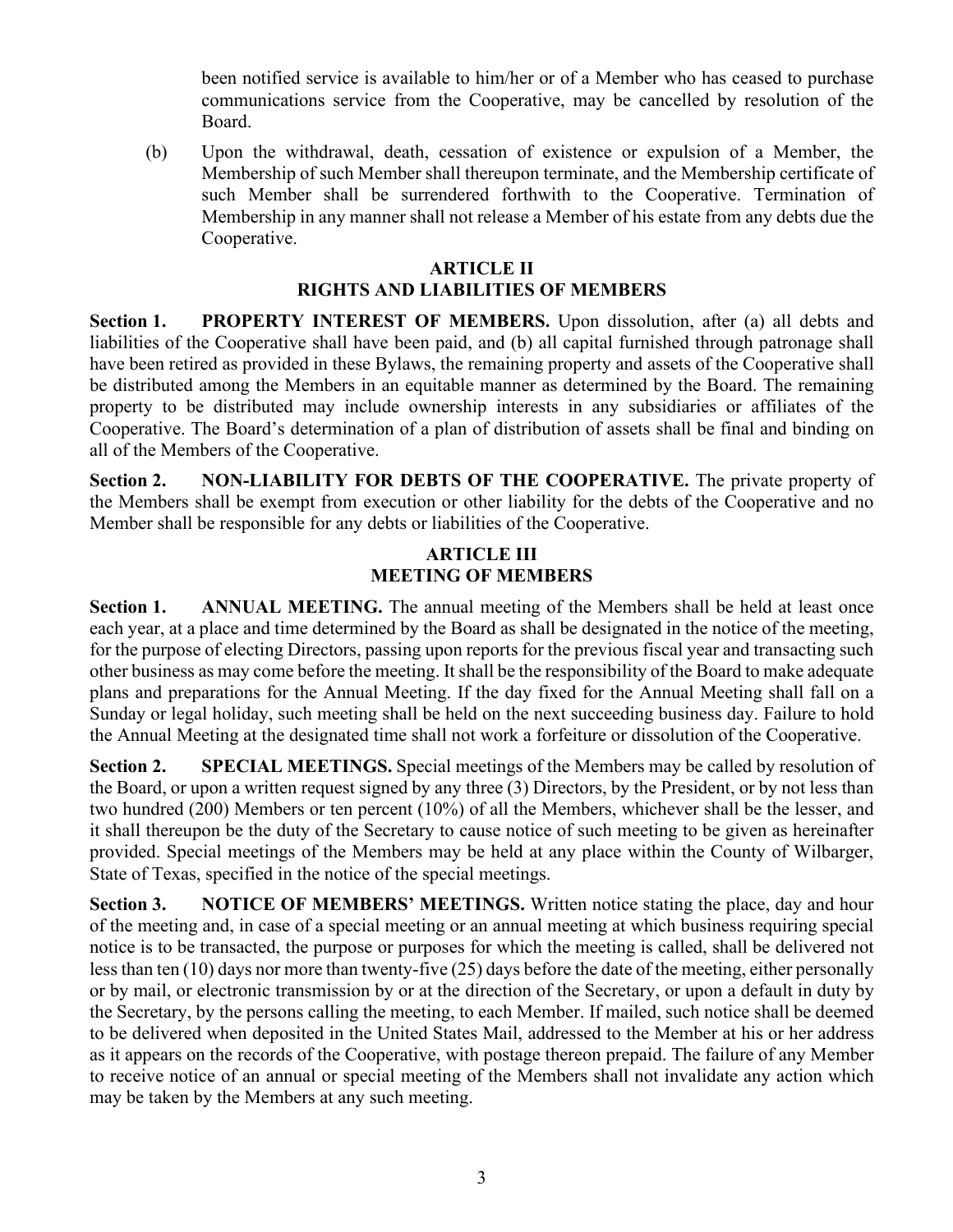been notified service is available to him/her or of a Member who has ceased to purchase communications service from the Cooperative, may be cancelled by resolution of the Board.

(b) Upon the withdrawal, death, cessation of existence or expulsion of a Member, the Membership of such Member shall thereupon terminate, and the Membership certificate of such Member shall be surrendered forthwith to the Cooperative. Termination of Membership in any manner shall not release a Member of his estate from any debts due the Cooperative.

## ARTICLE II
## RIGHTS AND LIABILITIES OF MEMBERS

**Section 1. PROPERTY INTEREST OF MEMBERS.** Upon dissolution, after (a) all debts and liabilities of the Cooperative shall have been paid, and (b) all capital furnished through patronage shall have been retired as provided in these Bylaws, the remaining property and assets of the Cooperative shall be distributed among the Members in an equitable manner as determined by the Board. The remaining property to be distributed may include ownership interests in any subsidiaries or affiliates of the Cooperative. The Board's determination of a plan of distribution of assets shall be final and binding on all of the Members of the Cooperative.

**Section 2. NON-LIABILITY FOR DEBTS OF THE COOPERATIVE.** The private property of the Members shall be exempt from execution or other liability for the debts of the Cooperative and no Member shall be responsible for any debts or liabilities of the Cooperative.

## ARTICLE III
## MEETING OF MEMBERS

**Section 1. ANNUAL MEETING.** The annual meeting of the Members shall be held at least once each year, at a place and time determined by the Board as shall be designated in the notice of the meeting, for the purpose of electing Directors, passing upon reports for the previous fiscal year and transacting such other business as may come before the meeting. It shall be the responsibility of the Board to make adequate plans and preparations for the Annual Meeting. If the day fixed for the Annual Meeting shall fall on a Sunday or legal holiday, such meeting shall be held on the next succeeding business day. Failure to hold the Annual Meeting at the designated time shall not work a forfeiture or dissolution of the Cooperative.

**Section 2. SPECIAL MEETINGS.** Special meetings of the Members may be called by resolution of the Board, or upon a written request signed by any three (3) Directors, by the President, or by not less than two hundred (200) Members or ten percent (10%) of all the Members, whichever shall be the lesser, and it shall thereupon be the duty of the Secretary to cause notice of such meeting to be given as hereinafter provided. Special meetings of the Members may be held at any place within the County of Wilbarger, State of Texas, specified in the notice of the special meetings.

**Section 3. NOTICE OF MEMBERS' MEETINGS.** Written notice stating the place, day and hour of the meeting and, in case of a special meeting or an annual meeting at which business requiring special notice is to be transacted, the purpose or purposes for which the meeting is called, shall be delivered not less than ten (10) days nor more than twenty-five (25) days before the date of the meeting, either personally or by mail, or electronic transmission by or at the direction of the Secretary, or upon a default in duty by the Secretary, by the persons calling the meeting, to each Member. If mailed, such notice shall be deemed to be delivered when deposited in the United States Mail, addressed to the Member at his or her address as it appears on the records of the Cooperative, with postage thereon prepaid. The failure of any Member to receive notice of an annual or special meeting of the Members shall not invalidate any action which may be taken by the Members at any such meeting.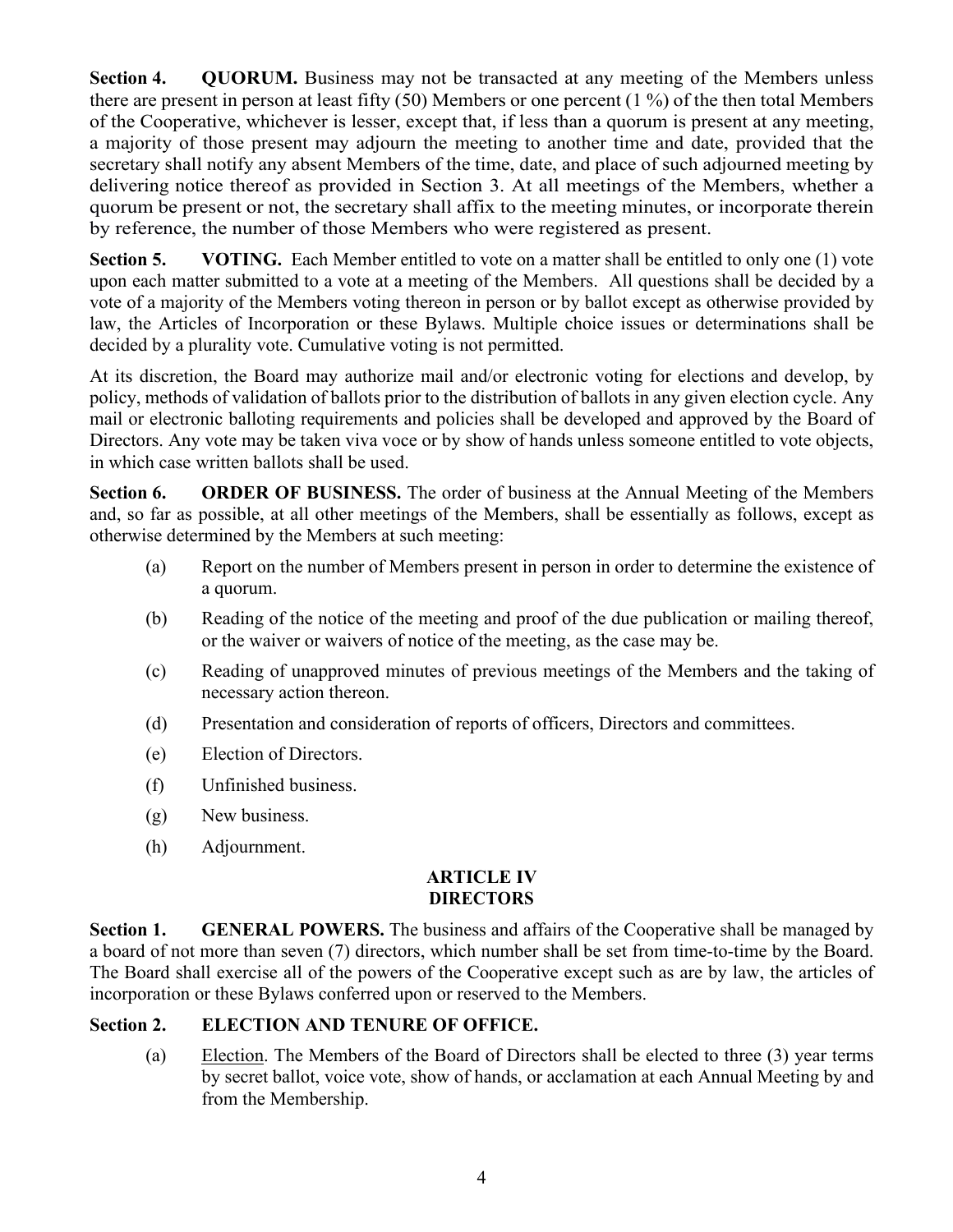**Section 4. QUORUM.** Business may not be transacted at any meeting of the Members unless there are present in person at least fifty (50) Members or one percent (1 %) of the then total Members of the Cooperative, whichever is lesser, except that, if less than a quorum is present at any meeting, a majority of those present may adjourn the meeting to another time and date, provided that the secretary shall notify any absent Members of the time, date, and place of such adjourned meeting by delivering notice thereof as provided in Section 3. At all meetings of the Members, whether a quorum be present or not, the secretary shall affix to the meeting minutes, or incorporate therein by reference, the number of those Members who were registered as present.

**Section 5. VOTING.** Each Member entitled to vote on a matter shall be entitled to only one (1) vote upon each matter submitted to a vote at a meeting of the Members. All questions shall be decided by a vote of a majority of the Members voting thereon in person or by ballot except as otherwise provided by law, the Articles of Incorporation or these Bylaws. Multiple choice issues or determinations shall be decided by a plurality vote. Cumulative voting is not permitted.

At its discretion, the Board may authorize mail and/or electronic voting for elections and develop, by policy, methods of validation of ballots prior to the distribution of ballots in any given election cycle. Any mail or electronic balloting requirements and policies shall be developed and approved by the Board of Directors. Any vote may be taken viva voce or by show of hands unless someone entitled to vote objects, in which case written ballots shall be used.

**Section 6. ORDER OF BUSINESS.** The order of business at the Annual Meeting of the Members and, so far as possible, at all other meetings of the Members, shall be essentially as follows, except as otherwise determined by the Members at such meeting:

(a) Report on the number of Members present in person in order to determine the existence of a quorum.

(b) Reading of the notice of the meeting and proof of the due publication or mailing thereof, or the waiver or waivers of notice of the meeting, as the case may be.

(c) Reading of unapproved minutes of previous meetings of the Members and the taking of necessary action thereon.

(d) Presentation and consideration of reports of officers, Directors and committees.

(e) Election of Directors.

(f) Unfinished business.

(g) New business.

(h) Adjournment.

## ARTICLE IV
## DIRECTORS

**Section 1. GENERAL POWERS.** The business and affairs of the Cooperative shall be managed by a board of not more than seven (7) directors, which number shall be set from time-to-time by the Board. The Board shall exercise all of the powers of the Cooperative except such as are by law, the articles of incorporation or these Bylaws conferred upon or reserved to the Members.

**Section 2. ELECTION AND TENURE OF OFFICE.**

(a) Election. The Members of the Board of Directors shall be elected to three (3) year terms by secret ballot, voice vote, show of hands, or acclamation at each Annual Meeting by and from the Membership.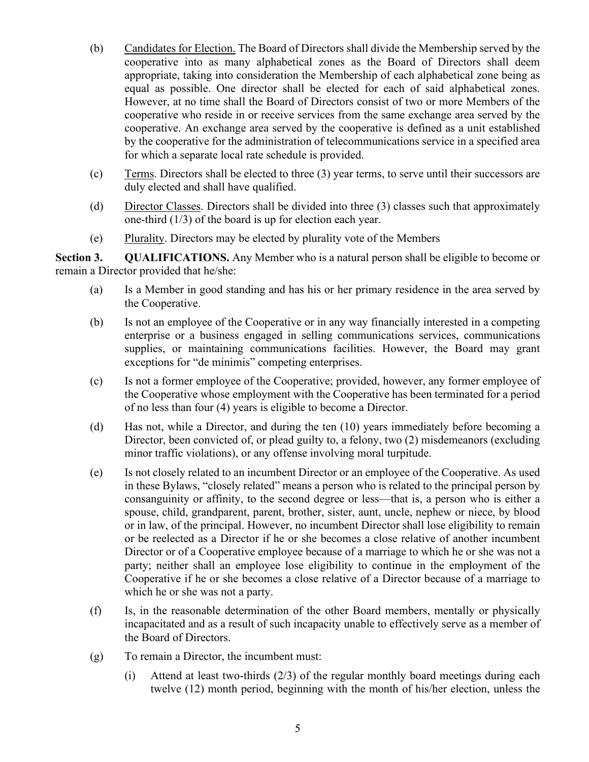(b) Candidates for Election. The Board of Directors shall divide the Membership served by the cooperative into as many alphabetical zones as the Board of Directors shall deem appropriate, taking into consideration the Membership of each alphabetical zone being as equal as possible. One director shall be elected for each of said alphabetical zones. However, at no time shall the Board of Directors consist of two or more Members of the cooperative who reside in or receive services from the same exchange area served by the cooperative. An exchange area served by the cooperative is defined as a unit established by the cooperative for the administration of telecommunications service in a specified area for which a separate local rate schedule is provided.

(c) Terms. Directors shall be elected to three (3) year terms, to serve until their successors are duly elected and shall have qualified.

(d) Director Classes. Directors shall be divided into three (3) classes such that approximately one-third (1/3) of the board is up for election each year.

(e) Plurality. Directors may be elected by plurality vote of the Members

**Section 3. QUALIFICATIONS.** Any Member who is a natural person shall be eligible to become or remain a Director provided that he/she:

(a) Is a Member in good standing and has his or her primary residence in the area served by the Cooperative.

(b) Is not an employee of the Cooperative or in any way financially interested in a competing enterprise or a business engaged in selling communications services, communications supplies, or maintaining communications facilities. However, the Board may grant exceptions for "de minimis" competing enterprises.

(c) Is not a former employee of the Cooperative; provided, however, any former employee of the Cooperative whose employment with the Cooperative has been terminated for a period of no less than four (4) years is eligible to become a Director.

(d) Has not, while a Director, and during the ten (10) years immediately before becoming a Director, been convicted of, or plead guilty to, a felony, two (2) misdemeanors (excluding minor traffic violations), or any offense involving moral turpitude.

(e) Is not closely related to an incumbent Director or an employee of the Cooperative. As used in these Bylaws, "closely related" means a person who is related to the principal person by consanguinity or affinity, to the second degree or less—that is, a person who is either a spouse, child, grandparent, parent, brother, sister, aunt, uncle, nephew or niece, by blood or in law, of the principal. However, no incumbent Director shall lose eligibility to remain or be reelected as a Director if he or she becomes a close relative of another incumbent Director or of a Cooperative employee because of a marriage to which he or she was not a party; neither shall an employee lose eligibility to continue in the employment of the Cooperative if he or she becomes a close relative of a Director because of a marriage to which he or she was not a party.

(f) Is, in the reasonable determination of the other Board members, mentally or physically incapacitated and as a result of such incapacity unable to effectively serve as a member of the Board of Directors.

(g) To remain a Director, the incumbent must:

(i) Attend at least two-thirds (2/3) of the regular monthly board meetings during each twelve (12) month period, beginning with the month of his/her election, unless the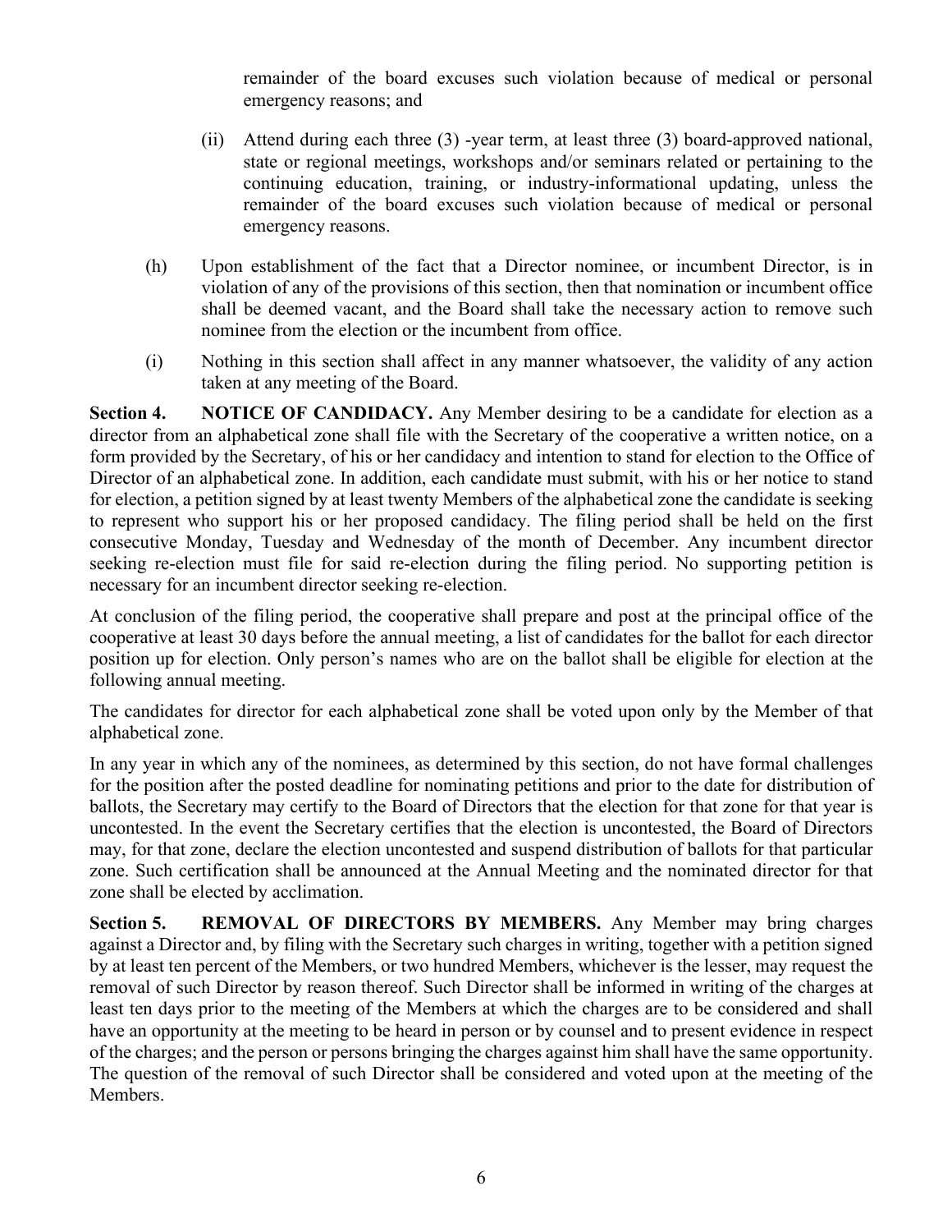remainder of the board excuses such violation because of medical or personal emergency reasons; and

(ii) Attend during each three (3) -year term, at least three (3) board-approved national, state or regional meetings, workshops and/or seminars related or pertaining to the continuing education, training, or industry-informational updating, unless the remainder of the board excuses such violation because of medical or personal emergency reasons.

(h) Upon establishment of the fact that a Director nominee, or incumbent Director, is in violation of any of the provisions of this section, then that nomination or incumbent office shall be deemed vacant, and the Board shall take the necessary action to remove such nominee from the election or the incumbent from office.

(i) Nothing in this section shall affect in any manner whatsoever, the validity of any action taken at any meeting of the Board.

**Section 4. NOTICE OF CANDIDACY.** Any Member desiring to be a candidate for election as a director from an alphabetical zone shall file with the Secretary of the cooperative a written notice, on a form provided by the Secretary, of his or her candidacy and intention to stand for election to the Office of Director of an alphabetical zone. In addition, each candidate must submit, with his or her notice to stand for election, a petition signed by at least twenty Members of the alphabetical zone the candidate is seeking to represent who support his or her proposed candidacy. The filing period shall be held on the first consecutive Monday, Tuesday and Wednesday of the month of December. Any incumbent director seeking re-election must file for said re-election during the filing period. No supporting petition is necessary for an incumbent director seeking re-election.

At conclusion of the filing period, the cooperative shall prepare and post at the principal office of the cooperative at least 30 days before the annual meeting, a list of candidates for the ballot for each director position up for election. Only person's names who are on the ballot shall be eligible for election at the following annual meeting.

The candidates for director for each alphabetical zone shall be voted upon only by the Member of that alphabetical zone.

In any year in which any of the nominees, as determined by this section, do not have formal challenges for the position after the posted deadline for nominating petitions and prior to the date for distribution of ballots, the Secretary may certify to the Board of Directors that the election for that zone for that year is uncontested. In the event the Secretary certifies that the election is uncontested, the Board of Directors may, for that zone, declare the election uncontested and suspend distribution of ballots for that particular zone. Such certification shall be announced at the Annual Meeting and the nominated director for that zone shall be elected by acclimation.

**Section 5. REMOVAL OF DIRECTORS BY MEMBERS.** Any Member may bring charges against a Director and, by filing with the Secretary such charges in writing, together with a petition signed by at least ten percent of the Members, or two hundred Members, whichever is the lesser, may request the removal of such Director by reason thereof. Such Director shall be informed in writing of the charges at least ten days prior to the meeting of the Members at which the charges are to be considered and shall have an opportunity at the meeting to be heard in person or by counsel and to present evidence in respect of the charges; and the person or persons bringing the charges against him shall have the same opportunity. The question of the removal of such Director shall be considered and voted upon at the meeting of the Members.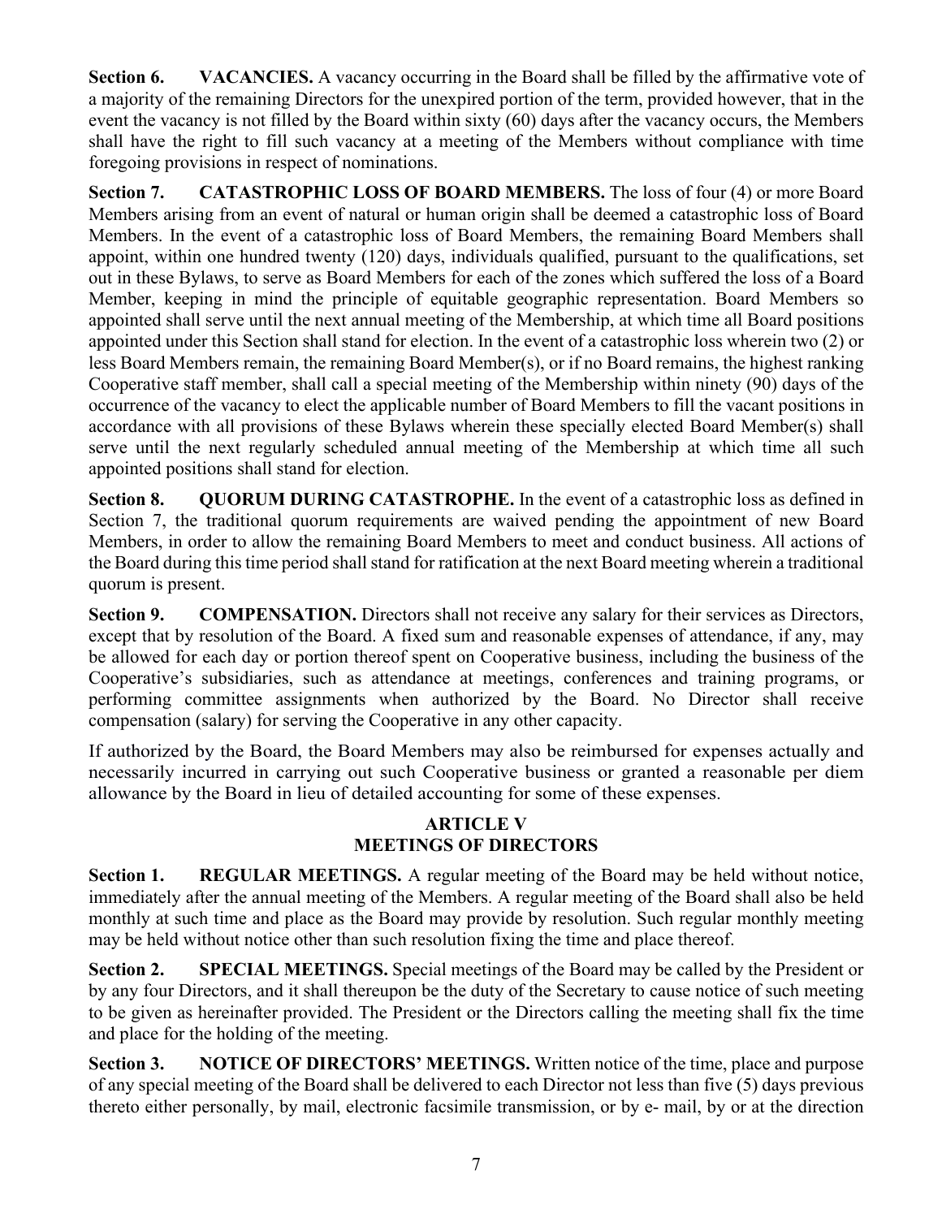**Section 6. VACANCIES.** A vacancy occurring in the Board shall be filled by the affirmative vote of a majority of the remaining Directors for the unexpired portion of the term, provided however, that in the event the vacancy is not filled by the Board within sixty (60) days after the vacancy occurs, the Members shall have the right to fill such vacancy at a meeting of the Members without compliance with time foregoing provisions in respect of nominations.

**Section 7. CATASTROPHIC LOSS OF BOARD MEMBERS.** The loss of four (4) or more Board Members arising from an event of natural or human origin shall be deemed a catastrophic loss of Board Members. In the event of a catastrophic loss of Board Members, the remaining Board Members shall appoint, within one hundred twenty (120) days, individuals qualified, pursuant to the qualifications, set out in these Bylaws, to serve as Board Members for each of the zones which suffered the loss of a Board Member, keeping in mind the principle of equitable geographic representation. Board Members so appointed shall serve until the next annual meeting of the Membership, at which time all Board positions appointed under this Section shall stand for election. In the event of a catastrophic loss wherein two (2) or less Board Members remain, the remaining Board Member(s), or if no Board remains, the highest ranking Cooperative staff member, shall call a special meeting of the Membership within ninety (90) days of the occurrence of the vacancy to elect the applicable number of Board Members to fill the vacant positions in accordance with all provisions of these Bylaws wherein these specially elected Board Member(s) shall serve until the next regularly scheduled annual meeting of the Membership at which time all such appointed positions shall stand for election.

**Section 8. QUORUM DURING CATASTROPHE.** In the event of a catastrophic loss as defined in Section 7, the traditional quorum requirements are waived pending the appointment of new Board Members, in order to allow the remaining Board Members to meet and conduct business. All actions of the Board during this time period shall stand for ratification at the next Board meeting wherein a traditional quorum is present.

**Section 9. COMPENSATION.** Directors shall not receive any salary for their services as Directors, except that by resolution of the Board. A fixed sum and reasonable expenses of attendance, if any, may be allowed for each day or portion thereof spent on Cooperative business, including the business of the Cooperative's subsidiaries, such as attendance at meetings, conferences and training programs, or performing committee assignments when authorized by the Board. No Director shall receive compensation (salary) for serving the Cooperative in any other capacity.

If authorized by the Board, the Board Members may also be reimbursed for expenses actually and necessarily incurred in carrying out such Cooperative business or granted a reasonable per diem allowance by the Board in lieu of detailed accounting for some of these expenses.

## ARTICLE V
## MEETINGS OF DIRECTORS

**Section 1. REGULAR MEETINGS.** A regular meeting of the Board may be held without notice, immediately after the annual meeting of the Members. A regular meeting of the Board shall also be held monthly at such time and place as the Board may provide by resolution. Such regular monthly meeting may be held without notice other than such resolution fixing the time and place thereof.

**Section 2. SPECIAL MEETINGS.** Special meetings of the Board may be called by the President or by any four Directors, and it shall thereupon be the duty of the Secretary to cause notice of such meeting to be given as hereinafter provided. The President or the Directors calling the meeting shall fix the time and place for the holding of the meeting.

**Section 3. NOTICE OF DIRECTORS' MEETINGS.** Written notice of the time, place and purpose of any special meeting of the Board shall be delivered to each Director not less than five (5) days previous thereto either personally, by mail, electronic facsimile transmission, or by e- mail, by or at the direction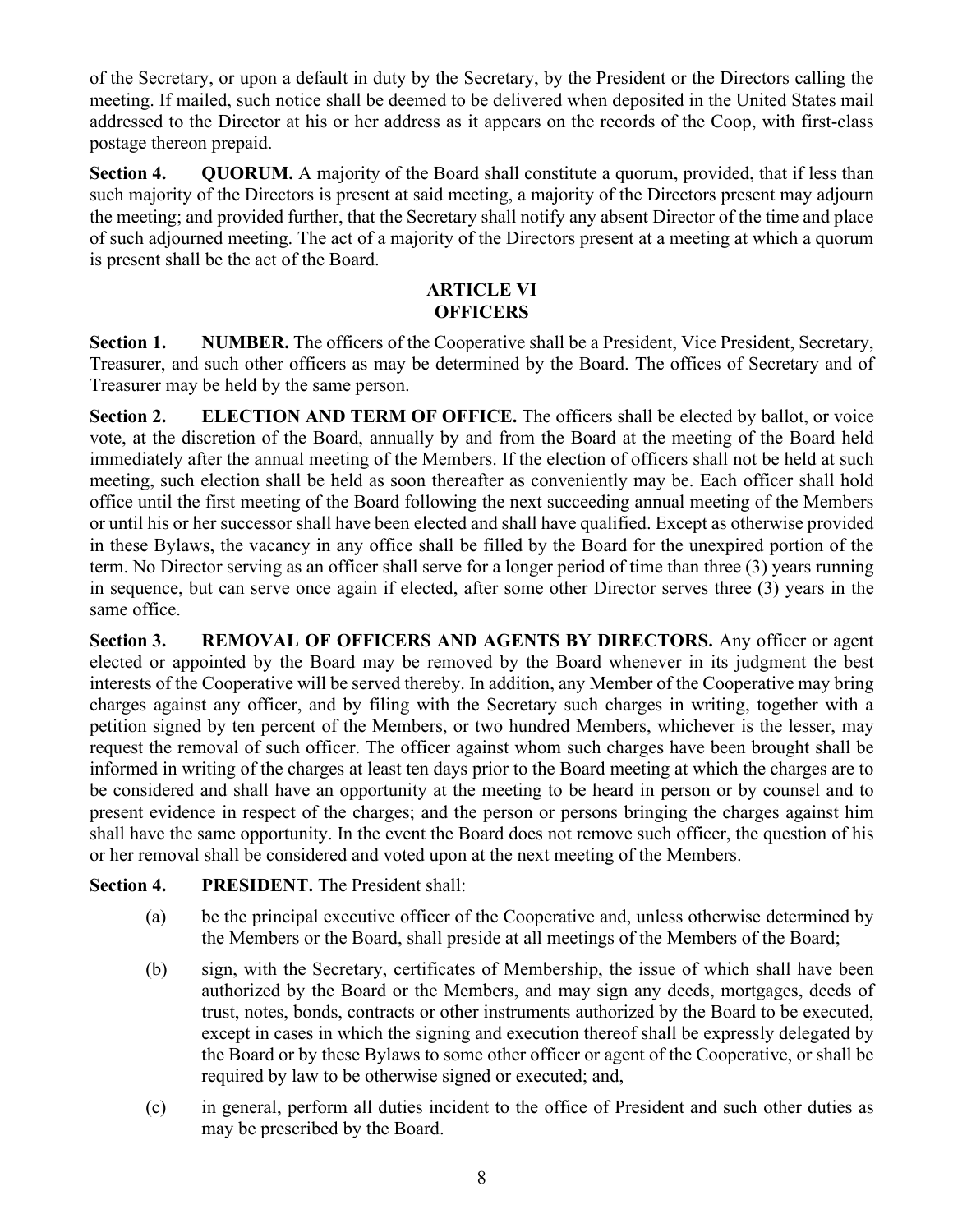of the Secretary, or upon a default in duty by the Secretary, by the President or the Directors calling the meeting. If mailed, such notice shall be deemed to be delivered when deposited in the United States mail addressed to the Director at his or her address as it appears on the records of the Coop, with first-class postage thereon prepaid.

**Section 4. QUORUM.** A majority of the Board shall constitute a quorum, provided, that if less than such majority of the Directors is present at said meeting, a majority of the Directors present may adjourn the meeting; and provided further, that the Secretary shall notify any absent Director of the time and place of such adjourned meeting. The act of a majority of the Directors present at a meeting at which a quorum is present shall be the act of the Board.

## ARTICLE VI
## OFFICERS

**Section 1. NUMBER.** The officers of the Cooperative shall be a President, Vice President, Secretary, Treasurer, and such other officers as may be determined by the Board. The offices of Secretary and of Treasurer may be held by the same person.

**Section 2. ELECTION AND TERM OF OFFICE.** The officers shall be elected by ballot, or voice vote, at the discretion of the Board, annually by and from the Board at the meeting of the Board held immediately after the annual meeting of the Members. If the election of officers shall not be held at such meeting, such election shall be held as soon thereafter as conveniently may be. Each officer shall hold office until the first meeting of the Board following the next succeeding annual meeting of the Members or until his or her successor shall have been elected and shall have qualified. Except as otherwise provided in these Bylaws, the vacancy in any office shall be filled by the Board for the unexpired portion of the term. No Director serving as an officer shall serve for a longer period of time than three (3) years running in sequence, but can serve once again if elected, after some other Director serves three (3) years in the same office.

**Section 3. REMOVAL OF OFFICERS AND AGENTS BY DIRECTORS.** Any officer or agent elected or appointed by the Board may be removed by the Board whenever in its judgment the best interests of the Cooperative will be served thereby. In addition, any Member of the Cooperative may bring charges against any officer, and by filing with the Secretary such charges in writing, together with a petition signed by ten percent of the Members, or two hundred Members, whichever is the lesser, may request the removal of such officer. The officer against whom such charges have been brought shall be informed in writing of the charges at least ten days prior to the Board meeting at which the charges are to be considered and shall have an opportunity at the meeting to be heard in person or by counsel and to present evidence in respect of the charges; and the person or persons bringing the charges against him shall have the same opportunity. In the event the Board does not remove such officer, the question of his or her removal shall be considered and voted upon at the next meeting of the Members.

**Section 4. PRESIDENT.** The President shall:

(a) be the principal executive officer of the Cooperative and, unless otherwise determined by the Members or the Board, shall preside at all meetings of the Members of the Board;

(b) sign, with the Secretary, certificates of Membership, the issue of which shall have been authorized by the Board or the Members, and may sign any deeds, mortgages, deeds of trust, notes, bonds, contracts or other instruments authorized by the Board to be executed, except in cases in which the signing and execution thereof shall be expressly delegated by the Board or by these Bylaws to some other officer or agent of the Cooperative, or shall be required by law to be otherwise signed or executed; and,

(c) in general, perform all duties incident to the office of President and such other duties as may be prescribed by the Board.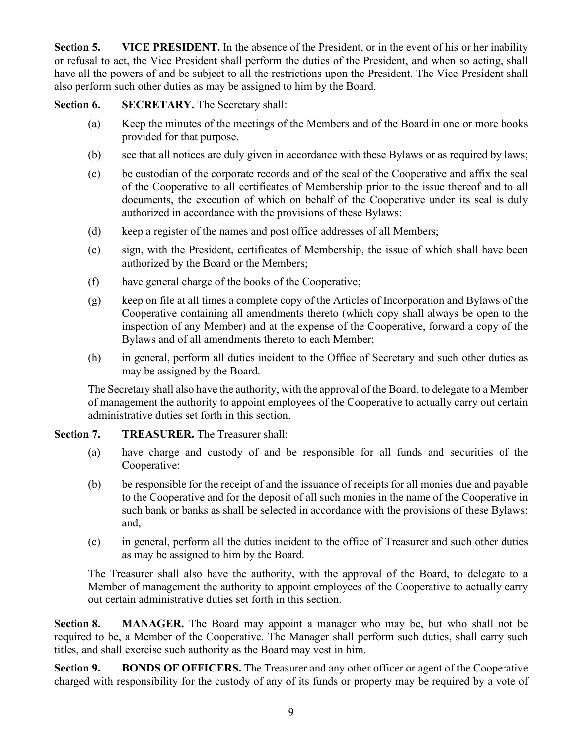**Section 5. VICE PRESIDENT.** In the absence of the President, or in the event of his or her inability or refusal to act, the Vice President shall perform the duties of the President, and when so acting, shall have all the powers of and be subject to all the restrictions upon the President. The Vice President shall also perform such other duties as may be assigned to him by the Board.

**Section 6. SECRETARY.** The Secretary shall:

(a) Keep the minutes of the meetings of the Members and of the Board in one or more books provided for that purpose.

(b) see that all notices are duly given in accordance with these Bylaws or as required by laws;

(c) be custodian of the corporate records and of the seal of the Cooperative and affix the seal of the Cooperative to all certificates of Membership prior to the issue thereof and to all documents, the execution of which on behalf of the Cooperative under its seal is duly authorized in accordance with the provisions of these Bylaws:

(d) keep a register of the names and post office addresses of all Members;

(e) sign, with the President, certificates of Membership, the issue of which shall have been authorized by the Board or the Members;

(f) have general charge of the books of the Cooperative;

(g) keep on file at all times a complete copy of the Articles of Incorporation and Bylaws of the Cooperative containing all amendments thereto (which copy shall always be open to the inspection of any Member) and at the expense of the Cooperative, forward a copy of the Bylaws and of all amendments thereto to each Member;

(h) in general, perform all duties incident to the Office of Secretary and such other duties as may be assigned by the Board.

The Secretary shall also have the authority, with the approval of the Board, to delegate to a Member of management the authority to appoint employees of the Cooperative to actually carry out certain administrative duties set forth in this section.

**Section 7. TREASURER.** The Treasurer shall:

(a) have charge and custody of and be responsible for all funds and securities of the Cooperative:

(b) be responsible for the receipt of and the issuance of receipts for all monies due and payable to the Cooperative and for the deposit of all such monies in the name of the Cooperative in such bank or banks as shall be selected in accordance with the provisions of these Bylaws; and,

(c) in general, perform all the duties incident to the office of Treasurer and such other duties as may be assigned to him by the Board.

The Treasurer shall also have the authority, with the approval of the Board, to delegate to a Member of management the authority to appoint employees of the Cooperative to actually carry out certain administrative duties set forth in this section.

**Section 8. MANAGER.** The Board may appoint a manager who may be, but who shall not be required to be, a Member of the Cooperative. The Manager shall perform such duties, shall carry such titles, and shall exercise such authority as the Board may vest in him.

**Section 9. BONDS OF OFFICERS.** The Treasurer and any other officer or agent of the Cooperative charged with responsibility for the custody of any of its funds or property may be required by a vote of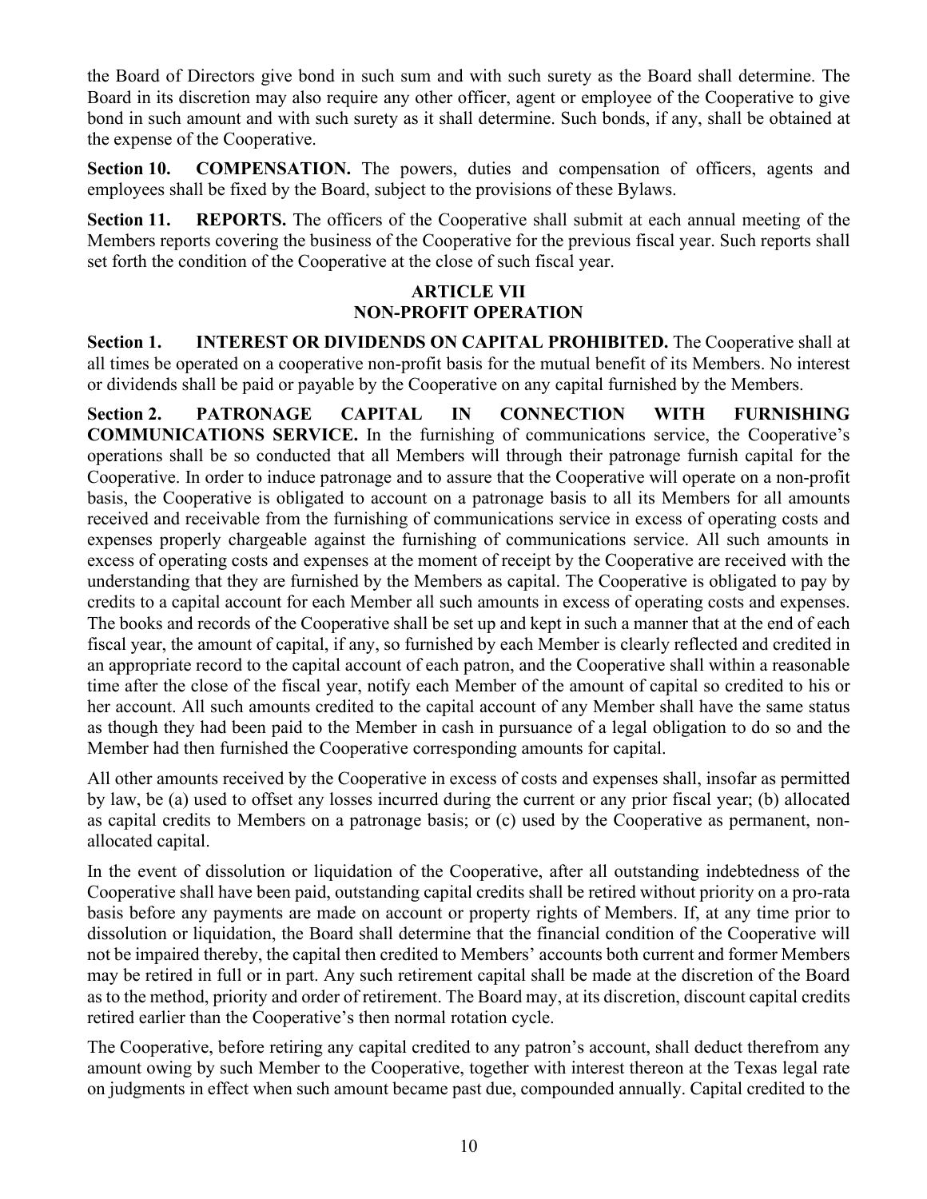the Board of Directors give bond in such sum and with such surety as the Board shall determine. The Board in its discretion may also require any other officer, agent or employee of the Cooperative to give bond in such amount and with such surety as it shall determine. Such bonds, if any, shall be obtained at the expense of the Cooperative.

**Section 10. COMPENSATION.** The powers, duties and compensation of officers, agents and employees shall be fixed by the Board, subject to the provisions of these Bylaws.

**Section 11. REPORTS.** The officers of the Cooperative shall submit at each annual meeting of the Members reports covering the business of the Cooperative for the previous fiscal year. Such reports shall set forth the condition of the Cooperative at the close of such fiscal year.

## ARTICLE VII
## NON-PROFIT OPERATION

**Section 1. INTEREST OR DIVIDENDS ON CAPITAL PROHIBITED.** The Cooperative shall at all times be operated on a cooperative non-profit basis for the mutual benefit of its Members. No interest or dividends shall be paid or payable by the Cooperative on any capital furnished by the Members.

**Section 2. PATRONAGE CAPITAL IN CONNECTION WITH FURNISHING COMMUNICATIONS SERVICE.** In the furnishing of communications service, the Cooperative's operations shall be so conducted that all Members will through their patronage furnish capital for the Cooperative. In order to induce patronage and to assure that the Cooperative will operate on a non-profit basis, the Cooperative is obligated to account on a patronage basis to all its Members for all amounts received and receivable from the furnishing of communications service in excess of operating costs and expenses properly chargeable against the furnishing of communications service. All such amounts in excess of operating costs and expenses at the moment of receipt by the Cooperative are received with the understanding that they are furnished by the Members as capital. The Cooperative is obligated to pay by credits to a capital account for each Member all such amounts in excess of operating costs and expenses. The books and records of the Cooperative shall be set up and kept in such a manner that at the end of each fiscal year, the amount of capital, if any, so furnished by each Member is clearly reflected and credited in an appropriate record to the capital account of each patron, and the Cooperative shall within a reasonable time after the close of the fiscal year, notify each Member of the amount of capital so credited to his or her account. All such amounts credited to the capital account of any Member shall have the same status as though they had been paid to the Member in cash in pursuance of a legal obligation to do so and the Member had then furnished the Cooperative corresponding amounts for capital.

All other amounts received by the Cooperative in excess of costs and expenses shall, insofar as permitted by law, be (a) used to offset any losses incurred during the current or any prior fiscal year; (b) allocated as capital credits to Members on a patronage basis; or (c) used by the Cooperative as permanent, non-allocated capital.

In the event of dissolution or liquidation of the Cooperative, after all outstanding indebtedness of the Cooperative shall have been paid, outstanding capital credits shall be retired without priority on a pro-rata basis before any payments are made on account or property rights of Members. If, at any time prior to dissolution or liquidation, the Board shall determine that the financial condition of the Cooperative will not be impaired thereby, the capital then credited to Members' accounts both current and former Members may be retired in full or in part. Any such retirement capital shall be made at the discretion of the Board as to the method, priority and order of retirement. The Board may, at its discretion, discount capital credits retired earlier than the Cooperative's then normal rotation cycle.

The Cooperative, before retiring any capital credited to any patron's account, shall deduct therefrom any amount owing by such Member to the Cooperative, together with interest thereon at the Texas legal rate on judgments in effect when such amount became past due, compounded annually. Capital credited to the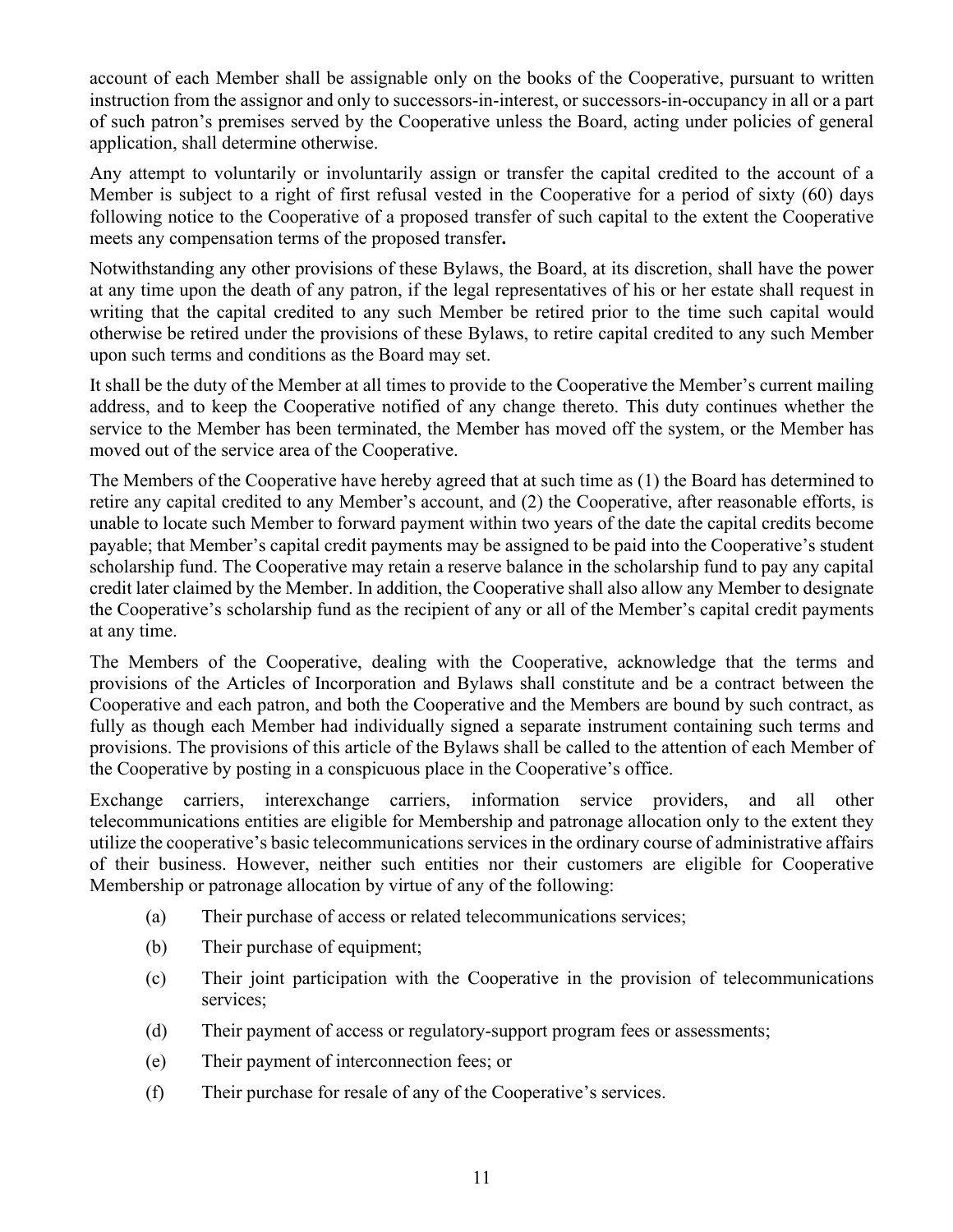account of each Member shall be assignable only on the books of the Cooperative, pursuant to written instruction from the assignor and only to successors-in-interest, or successors-in-occupancy in all or a part of such patron's premises served by the Cooperative unless the Board, acting under policies of general application, shall determine otherwise.

Any attempt to voluntarily or involuntarily assign or transfer the capital credited to the account of a Member is subject to a right of first refusal vested in the Cooperative for a period of sixty (60) days following notice to the Cooperative of a proposed transfer of such capital to the extent the Cooperative meets any compensation terms of the proposed transfer**.**

Notwithstanding any other provisions of these Bylaws, the Board, at its discretion, shall have the power at any time upon the death of any patron, if the legal representatives of his or her estate shall request in writing that the capital credited to any such Member be retired prior to the time such capital would otherwise be retired under the provisions of these Bylaws, to retire capital credited to any such Member upon such terms and conditions as the Board may set.

It shall be the duty of the Member at all times to provide to the Cooperative the Member's current mailing address, and to keep the Cooperative notified of any change thereto. This duty continues whether the service to the Member has been terminated, the Member has moved off the system, or the Member has moved out of the service area of the Cooperative.

The Members of the Cooperative have hereby agreed that at such time as (1) the Board has determined to retire any capital credited to any Member's account, and (2) the Cooperative, after reasonable efforts, is unable to locate such Member to forward payment within two years of the date the capital credits become payable; that Member's capital credit payments may be assigned to be paid into the Cooperative's student scholarship fund. The Cooperative may retain a reserve balance in the scholarship fund to pay any capital credit later claimed by the Member. In addition, the Cooperative shall also allow any Member to designate the Cooperative's scholarship fund as the recipient of any or all of the Member's capital credit payments at any time.

The Members of the Cooperative, dealing with the Cooperative, acknowledge that the terms and provisions of the Articles of Incorporation and Bylaws shall constitute and be a contract between the Cooperative and each patron, and both the Cooperative and the Members are bound by such contract, as fully as though each Member had individually signed a separate instrument containing such terms and provisions. The provisions of this article of the Bylaws shall be called to the attention of each Member of the Cooperative by posting in a conspicuous place in the Cooperative's office.

Exchange carriers, interexchange carriers, information service providers, and all other telecommunications entities are eligible for Membership and patronage allocation only to the extent they utilize the cooperative's basic telecommunications services in the ordinary course of administrative affairs of their business. However, neither such entities nor their customers are eligible for Cooperative Membership or patronage allocation by virtue of any of the following:

(a) Their purchase of access or related telecommunications services;

(b) Their purchase of equipment;

(c) Their joint participation with the Cooperative in the provision of telecommunications services;

(d) Their payment of access or regulatory-support program fees or assessments;

(e) Their payment of interconnection fees; or

(f) Their purchase for resale of any of the Cooperative's services.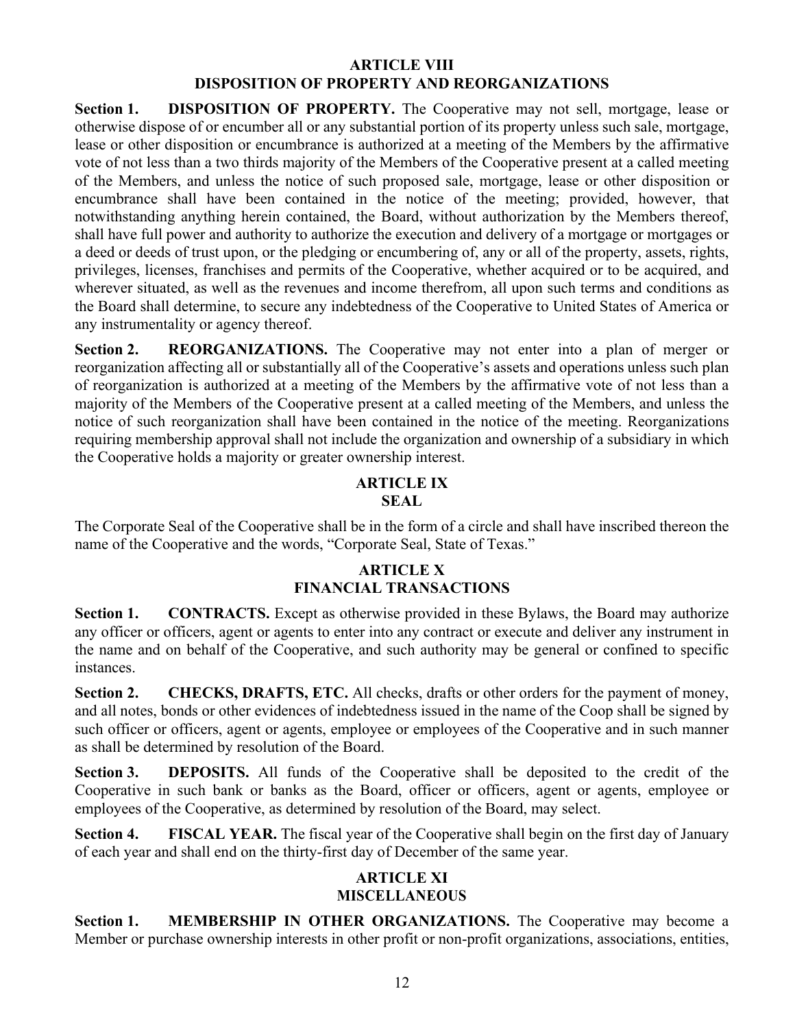## ARTICLE VIII
## DISPOSITION OF PROPERTY AND REORGANIZATIONS

**Section 1. DISPOSITION OF PROPERTY.** The Cooperative may not sell, mortgage, lease or otherwise dispose of or encumber all or any substantial portion of its property unless such sale, mortgage, lease or other disposition or encumbrance is authorized at a meeting of the Members by the affirmative vote of not less than a two thirds majority of the Members of the Cooperative present at a called meeting of the Members, and unless the notice of such proposed sale, mortgage, lease or other disposition or encumbrance shall have been contained in the notice of the meeting; provided, however, that notwithstanding anything herein contained, the Board, without authorization by the Members thereof, shall have full power and authority to authorize the execution and delivery of a mortgage or mortgages or a deed or deeds of trust upon, or the pledging or encumbering of, any or all of the property, assets, rights, privileges, licenses, franchises and permits of the Cooperative, whether acquired or to be acquired, and wherever situated, as well as the revenues and income therefrom, all upon such terms and conditions as the Board shall determine, to secure any indebtedness of the Cooperative to United States of America or any instrumentality or agency thereof.

**Section 2. REORGANIZATIONS.** The Cooperative may not enter into a plan of merger or reorganization affecting all or substantially all of the Cooperative's assets and operations unless such plan of reorganization is authorized at a meeting of the Members by the affirmative vote of not less than a majority of the Members of the Cooperative present at a called meeting of the Members, and unless the notice of such reorganization shall have been contained in the notice of the meeting. Reorganizations requiring membership approval shall not include the organization and ownership of a subsidiary in which the Cooperative holds a majority or greater ownership interest.

## ARTICLE IX
## SEAL

The Corporate Seal of the Cooperative shall be in the form of a circle and shall have inscribed thereon the name of the Cooperative and the words, "Corporate Seal, State of Texas."

## ARTICLE X
## FINANCIAL TRANSACTIONS

**Section 1. CONTRACTS.** Except as otherwise provided in these Bylaws, the Board may authorize any officer or officers, agent or agents to enter into any contract or execute and deliver any instrument in the name and on behalf of the Cooperative, and such authority may be general or confined to specific instances.

**Section 2. CHECKS, DRAFTS, ETC.** All checks, drafts or other orders for the payment of money, and all notes, bonds or other evidences of indebtedness issued in the name of the Coop shall be signed by such officer or officers, agent or agents, employee or employees of the Cooperative and in such manner as shall be determined by resolution of the Board.

**Section 3. DEPOSITS.** All funds of the Cooperative shall be deposited to the credit of the Cooperative in such bank or banks as the Board, officer or officers, agent or agents, employee or employees of the Cooperative, as determined by resolution of the Board, may select.

**Section 4. FISCAL YEAR.** The fiscal year of the Cooperative shall begin on the first day of January of each year and shall end on the thirty-first day of December of the same year.

## ARTICLE XI
## MISCELLANEOUS

**Section 1. MEMBERSHIP IN OTHER ORGANIZATIONS.** The Cooperative may become a Member or purchase ownership interests in other profit or non-profit organizations, associations, entities,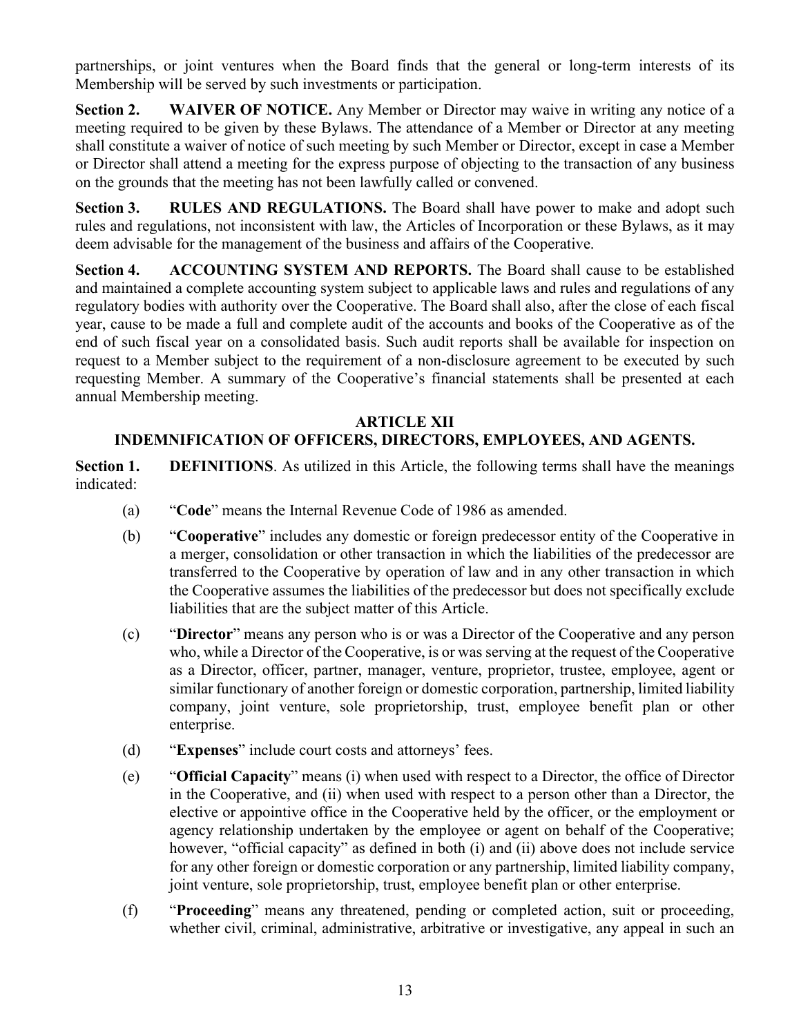partnerships, or joint ventures when the Board finds that the general or long-term interests of its Membership will be served by such investments or participation.

**Section 2. WAIVER OF NOTICE.** Any Member or Director may waive in writing any notice of a meeting required to be given by these Bylaws. The attendance of a Member or Director at any meeting shall constitute a waiver of notice of such meeting by such Member or Director, except in case a Member or Director shall attend a meeting for the express purpose of objecting to the transaction of any business on the grounds that the meeting has not been lawfully called or convened.

**Section 3. RULES AND REGULATIONS.** The Board shall have power to make and adopt such rules and regulations, not inconsistent with law, the Articles of Incorporation or these Bylaws, as it may deem advisable for the management of the business and affairs of the Cooperative.

**Section 4. ACCOUNTING SYSTEM AND REPORTS.** The Board shall cause to be established and maintained a complete accounting system subject to applicable laws and rules and regulations of any regulatory bodies with authority over the Cooperative. The Board shall also, after the close of each fiscal year, cause to be made a full and complete audit of the accounts and books of the Cooperative as of the end of such fiscal year on a consolidated basis. Such audit reports shall be available for inspection on request to a Member subject to the requirement of a non-disclosure agreement to be executed by such requesting Member. A summary of the Cooperative's financial statements shall be presented at each annual Membership meeting.

## ARTICLE XII
## INDEMNIFICATION OF OFFICERS, DIRECTORS, EMPLOYEES, AND AGENTS.

**Section 1. DEFINITIONS**. As utilized in this Article, the following terms shall have the meanings indicated:

(a) "**Code**" means the Internal Revenue Code of 1986 as amended.

(b) "**Cooperative**" includes any domestic or foreign predecessor entity of the Cooperative in a merger, consolidation or other transaction in which the liabilities of the predecessor are transferred to the Cooperative by operation of law and in any other transaction in which the Cooperative assumes the liabilities of the predecessor but does not specifically exclude liabilities that are the subject matter of this Article.

(c) "**Director**" means any person who is or was a Director of the Cooperative and any person who, while a Director of the Cooperative, is or was serving at the request of the Cooperative as a Director, officer, partner, manager, venture, proprietor, trustee, employee, agent or similar functionary of another foreign or domestic corporation, partnership, limited liability company, joint venture, sole proprietorship, trust, employee benefit plan or other enterprise.

(d) "**Expenses**" include court costs and attorneys' fees.

(e) "**Official Capacity**" means (i) when used with respect to a Director, the office of Director in the Cooperative, and (ii) when used with respect to a person other than a Director, the elective or appointive office in the Cooperative held by the officer, or the employment or agency relationship undertaken by the employee or agent on behalf of the Cooperative; however, "official capacity" as defined in both (i) and (ii) above does not include service for any other foreign or domestic corporation or any partnership, limited liability company, joint venture, sole proprietorship, trust, employee benefit plan or other enterprise.

(f) "**Proceeding**" means any threatened, pending or completed action, suit or proceeding, whether civil, criminal, administrative, arbitrative or investigative, any appeal in such an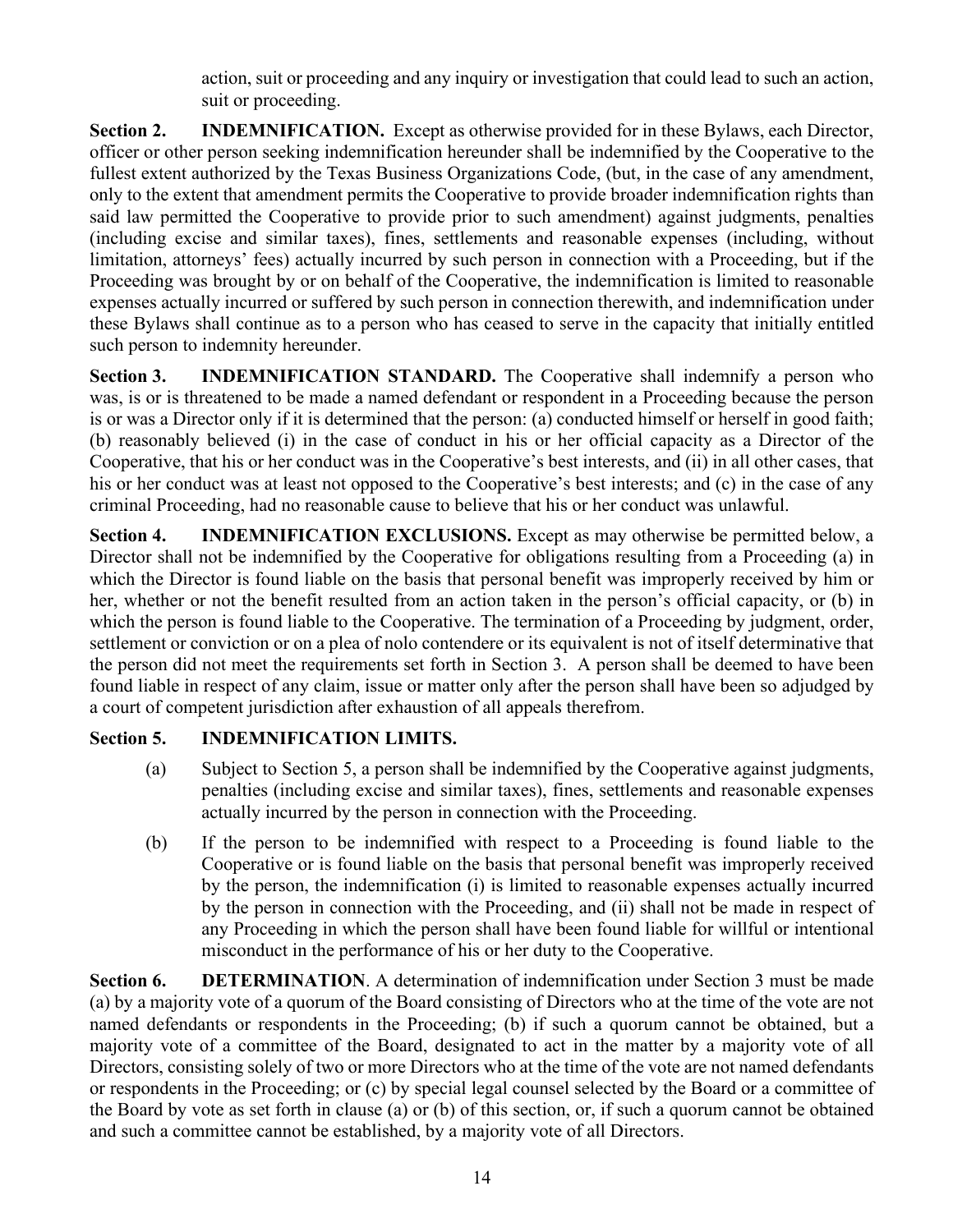action, suit or proceeding and any inquiry or investigation that could lead to such an action, suit or proceeding.

**Section 2. INDEMNIFICATION.** Except as otherwise provided for in these Bylaws, each Director, officer or other person seeking indemnification hereunder shall be indemnified by the Cooperative to the fullest extent authorized by the Texas Business Organizations Code, (but, in the case of any amendment, only to the extent that amendment permits the Cooperative to provide broader indemnification rights than said law permitted the Cooperative to provide prior to such amendment) against judgments, penalties (including excise and similar taxes), fines, settlements and reasonable expenses (including, without limitation, attorneys' fees) actually incurred by such person in connection with a Proceeding, but if the Proceeding was brought by or on behalf of the Cooperative, the indemnification is limited to reasonable expenses actually incurred or suffered by such person in connection therewith, and indemnification under these Bylaws shall continue as to a person who has ceased to serve in the capacity that initially entitled such person to indemnity hereunder.

**Section 3. INDEMNIFICATION STANDARD.** The Cooperative shall indemnify a person who was, is or is threatened to be made a named defendant or respondent in a Proceeding because the person is or was a Director only if it is determined that the person: (a) conducted himself or herself in good faith; (b) reasonably believed (i) in the case of conduct in his or her official capacity as a Director of the Cooperative, that his or her conduct was in the Cooperative's best interests, and (ii) in all other cases, that his or her conduct was at least not opposed to the Cooperative's best interests; and (c) in the case of any criminal Proceeding, had no reasonable cause to believe that his or her conduct was unlawful.

**Section 4. INDEMNIFICATION EXCLUSIONS.** Except as may otherwise be permitted below, a Director shall not be indemnified by the Cooperative for obligations resulting from a Proceeding (a) in which the Director is found liable on the basis that personal benefit was improperly received by him or her, whether or not the benefit resulted from an action taken in the person's official capacity, or (b) in which the person is found liable to the Cooperative. The termination of a Proceeding by judgment, order, settlement or conviction or on a plea of nolo contendere or its equivalent is not of itself determinative that the person did not meet the requirements set forth in Section 3. A person shall be deemed to have been found liable in respect of any claim, issue or matter only after the person shall have been so adjudged by a court of competent jurisdiction after exhaustion of all appeals therefrom.

**Section 5. INDEMNIFICATION LIMITS.**

(a) Subject to Section 5, a person shall be indemnified by the Cooperative against judgments, penalties (including excise and similar taxes), fines, settlements and reasonable expenses actually incurred by the person in connection with the Proceeding.

(b) If the person to be indemnified with respect to a Proceeding is found liable to the Cooperative or is found liable on the basis that personal benefit was improperly received by the person, the indemnification (i) is limited to reasonable expenses actually incurred by the person in connection with the Proceeding, and (ii) shall not be made in respect of any Proceeding in which the person shall have been found liable for willful or intentional misconduct in the performance of his or her duty to the Cooperative.

**Section 6. DETERMINATION**. A determination of indemnification under Section 3 must be made (a) by a majority vote of a quorum of the Board consisting of Directors who at the time of the vote are not named defendants or respondents in the Proceeding; (b) if such a quorum cannot be obtained, but a majority vote of a committee of the Board, designated to act in the matter by a majority vote of all Directors, consisting solely of two or more Directors who at the time of the vote are not named defendants or respondents in the Proceeding; or (c) by special legal counsel selected by the Board or a committee of the Board by vote as set forth in clause (a) or (b) of this section, or, if such a quorum cannot be obtained and such a committee cannot be established, by a majority vote of all Directors.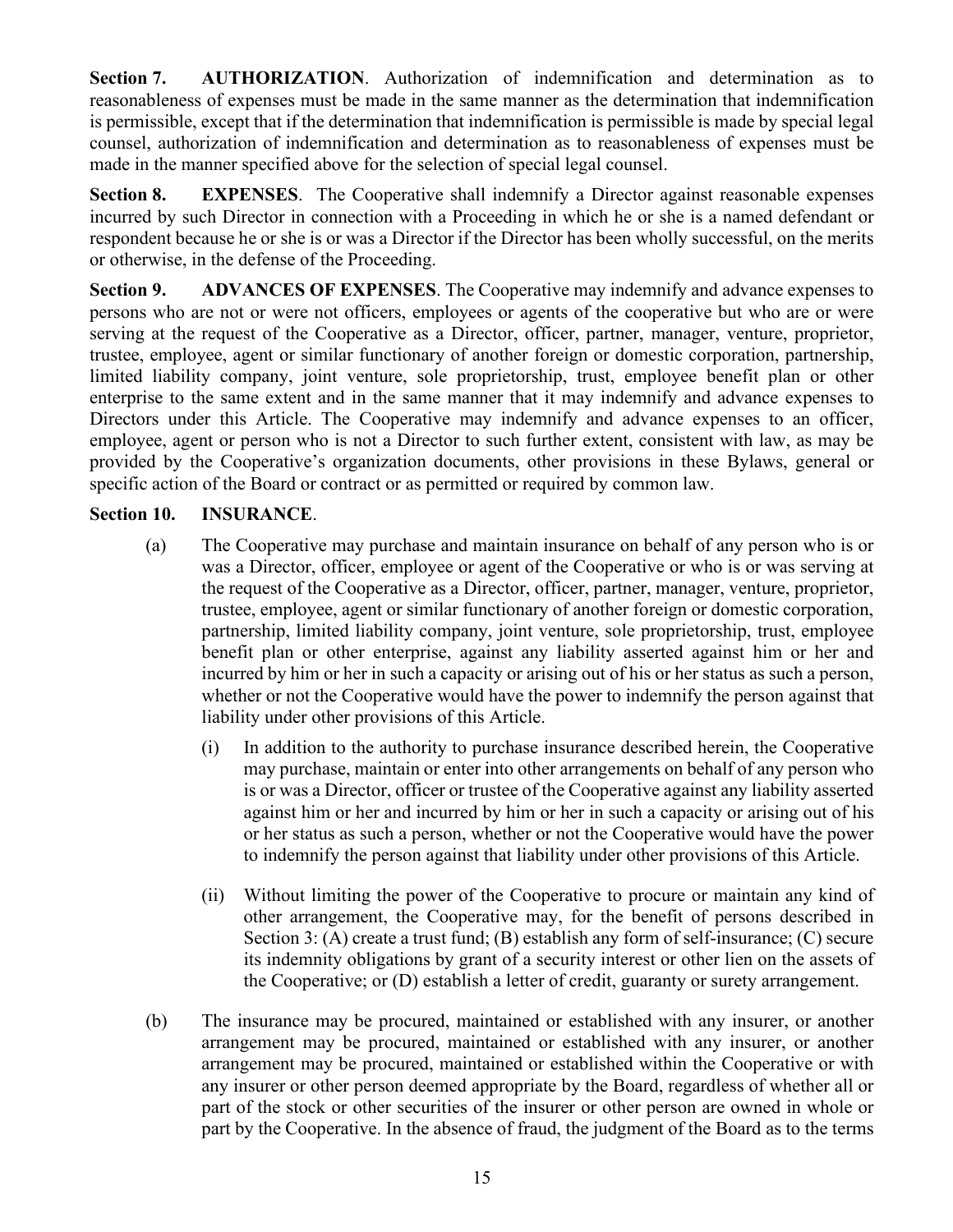**Section 7. AUTHORIZATION**. Authorization of indemnification and determination as to reasonableness of expenses must be made in the same manner as the determination that indemnification is permissible, except that if the determination that indemnification is permissible is made by special legal counsel, authorization of indemnification and determination as to reasonableness of expenses must be made in the manner specified above for the selection of special legal counsel.

**Section 8. EXPENSES**. The Cooperative shall indemnify a Director against reasonable expenses incurred by such Director in connection with a Proceeding in which he or she is a named defendant or respondent because he or she is or was a Director if the Director has been wholly successful, on the merits or otherwise, in the defense of the Proceeding.

**Section 9. ADVANCES OF EXPENSES**. The Cooperative may indemnify and advance expenses to persons who are not or were not officers, employees or agents of the cooperative but who are or were serving at the request of the Cooperative as a Director, officer, partner, manager, venture, proprietor, trustee, employee, agent or similar functionary of another foreign or domestic corporation, partnership, limited liability company, joint venture, sole proprietorship, trust, employee benefit plan or other enterprise to the same extent and in the same manner that it may indemnify and advance expenses to Directors under this Article. The Cooperative may indemnify and advance expenses to an officer, employee, agent or person who is not a Director to such further extent, consistent with law, as may be provided by the Cooperative's organization documents, other provisions in these Bylaws, general or specific action of the Board or contract or as permitted or required by common law.

**Section 10. INSURANCE**.

(a) The Cooperative may purchase and maintain insurance on behalf of any person who is or was a Director, officer, employee or agent of the Cooperative or who is or was serving at the request of the Cooperative as a Director, officer, partner, manager, venture, proprietor, trustee, employee, agent or similar functionary of another foreign or domestic corporation, partnership, limited liability company, joint venture, sole proprietorship, trust, employee benefit plan or other enterprise, against any liability asserted against him or her and incurred by him or her in such a capacity or arising out of his or her status as such a person, whether or not the Cooperative would have the power to indemnify the person against that liability under other provisions of this Article.

(i) In addition to the authority to purchase insurance described herein, the Cooperative may purchase, maintain or enter into other arrangements on behalf of any person who is or was a Director, officer or trustee of the Cooperative against any liability asserted against him or her and incurred by him or her in such a capacity or arising out of his or her status as such a person, whether or not the Cooperative would have the power to indemnify the person against that liability under other provisions of this Article.

(ii) Without limiting the power of the Cooperative to procure or maintain any kind of other arrangement, the Cooperative may, for the benefit of persons described in Section 3: (A) create a trust fund; (B) establish any form of self-insurance; (C) secure its indemnity obligations by grant of a security interest or other lien on the assets of the Cooperative; or (D) establish a letter of credit, guaranty or surety arrangement.

(b) The insurance may be procured, maintained or established with any insurer, or another arrangement may be procured, maintained or established with any insurer, or another arrangement may be procured, maintained or established within the Cooperative or with any insurer or other person deemed appropriate by the Board, regardless of whether all or part of the stock or other securities of the insurer or other person are owned in whole or part by the Cooperative. In the absence of fraud, the judgment of the Board as to the terms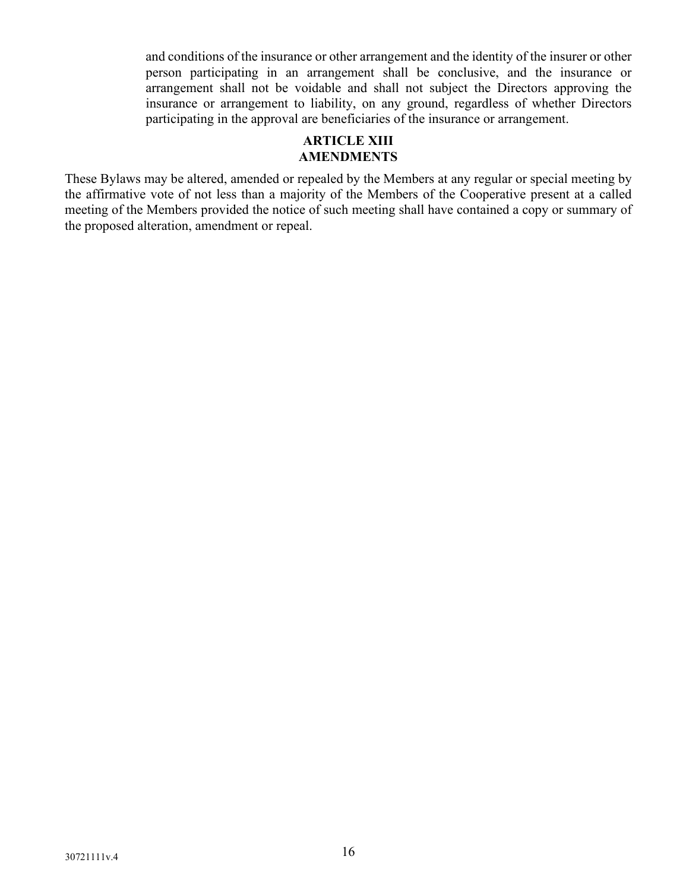and conditions of the insurance or other arrangement and the identity of the insurer or other person participating in an arrangement shall be conclusive, and the insurance or arrangement shall not be voidable and shall not subject the Directors approving the insurance or arrangement to liability, on any ground, regardless of whether Directors participating in the approval are beneficiaries of the insurance or arrangement.

## ARTICLE XIII
## AMENDMENTS

These Bylaws may be altered, amended or repealed by the Members at any regular or special meeting by the affirmative vote of not less than a majority of the Members of the Cooperative present at a called meeting of the Members provided the notice of such meeting shall have contained a copy or summary of the proposed alteration, amendment or repeal.